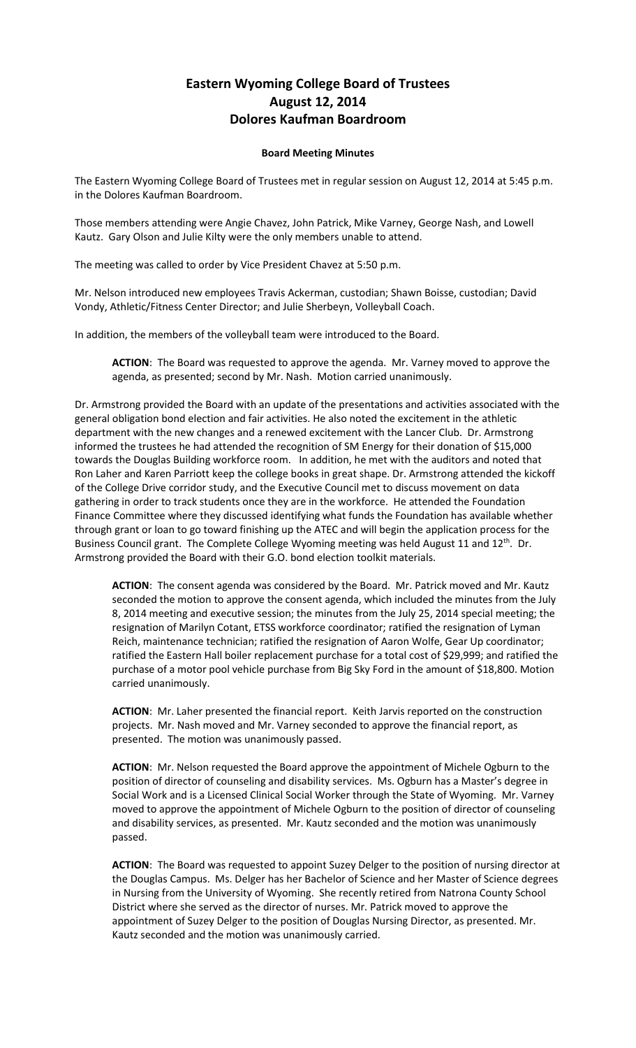# Eastern Wyoming College Board of Trustees
# August 12, 2014
# Dolores Kaufman Boardroom

**Board Meeting Minutes**

The Eastern Wyoming College Board of Trustees met in regular session on August 12, 2014 at 5:45 p.m. in the Dolores Kaufman Boardroom.

Those members attending were Angie Chavez, John Patrick, Mike Varney, George Nash, and Lowell Kautz. Gary Olson and Julie Kilty were the only members unable to attend.

The meeting was called to order by Vice President Chavez at 5:50 p.m.

Mr. Nelson introduced new employees Travis Ackerman, custodian; Shawn Boisse, custodian; David Vondy, Athletic/Fitness Center Director; and Julie Sherbeyn, Volleyball Coach.

In addition, the members of the volleyball team were introduced to the Board.

> **ACTION**: The Board was requested to approve the agenda. Mr. Varney moved to approve the agenda, as presented; second by Mr. Nash. Motion carried unanimously.

Dr. Armstrong provided the Board with an update of the presentations and activities associated with the general obligation bond election and fair activities. He also noted the excitement in the athletic department with the new changes and a renewed excitement with the Lancer Club. Dr. Armstrong informed the trustees he had attended the recognition of SM Energy for their donation of $15,000 towards the Douglas Building workforce room. In addition, he met with the auditors and noted that Ron Laher and Karen Parriott keep the college books in great shape. Dr. Armstrong attended the kickoff of the College Drive corridor study, and the Executive Council met to discuss movement on data gathering in order to track students once they are in the workforce. He attended the Foundation Finance Committee where they discussed identifying what funds the Foundation has available whether through grant or loan to go toward finishing up the ATEC and will begin the application process for the Business Council grant. The Complete College Wyoming meeting was held August 11 and 12th. Dr. Armstrong provided the Board with their G.O. bond election toolkit materials.

> **ACTION**: The consent agenda was considered by the Board. Mr. Patrick moved and Mr. Kautz seconded the motion to approve the consent agenda, which included the minutes from the July 8, 2014 meeting and executive session; the minutes from the July 25, 2014 special meeting; the resignation of Marilyn Cotant, ETSS workforce coordinator; ratified the resignation of Lyman Reich, maintenance technician; ratified the resignation of Aaron Wolfe, Gear Up coordinator; ratified the Eastern Hall boiler replacement purchase for a total cost of $29,999; and ratified the purchase of a motor pool vehicle purchase from Big Sky Ford in the amount of $18,800. Motion carried unanimously.

> **ACTION**: Mr. Laher presented the financial report. Keith Jarvis reported on the construction projects. Mr. Nash moved and Mr. Varney seconded to approve the financial report, as presented. The motion was unanimously passed.

> **ACTION**: Mr. Nelson requested the Board approve the appointment of Michele Ogburn to the position of director of counseling and disability services. Ms. Ogburn has a Master's degree in Social Work and is a Licensed Clinical Social Worker through the State of Wyoming. Mr. Varney moved to approve the appointment of Michele Ogburn to the position of director of counseling and disability services, as presented. Mr. Kautz seconded and the motion was unanimously passed.

> **ACTION**: The Board was requested to appoint Suzey Delger to the position of nursing director at the Douglas Campus. Ms. Delger has her Bachelor of Science and her Master of Science degrees in Nursing from the University of Wyoming. She recently retired from Natrona County School District where she served as the director of nurses. Mr. Patrick moved to approve the appointment of Suzey Delger to the position of Douglas Nursing Director, as presented. Mr. Kautz seconded and the motion was unanimously carried.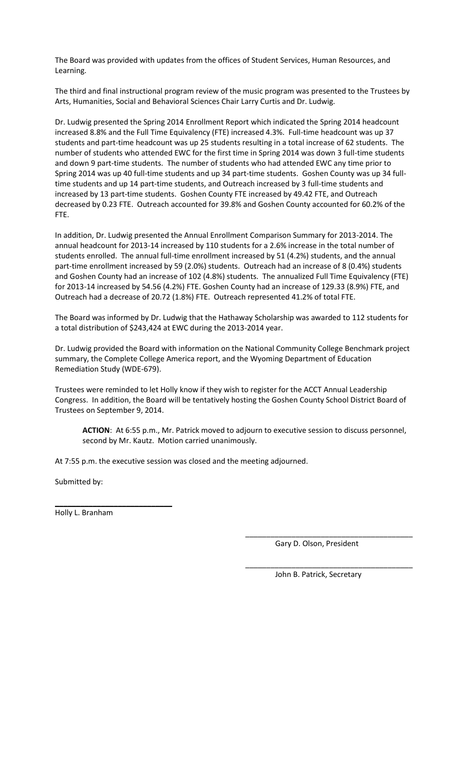The Board was provided with updates from the offices of Student Services, Human Resources, and Learning.

The third and final instructional program review of the music program was presented to the Trustees by Arts, Humanities, Social and Behavioral Sciences Chair Larry Curtis and Dr. Ludwig.

Dr. Ludwig presented the Spring 2014 Enrollment Report which indicated the Spring 2014 headcount increased 8.8% and the Full Time Equivalency (FTE) increased 4.3%. Full-time headcount was up 37 students and part-time headcount was up 25 students resulting in a total increase of 62 students. The number of students who attended EWC for the first time in Spring 2014 was down 3 full-time students and down 9 part-time students. The number of students who had attended EWC any time prior to Spring 2014 was up 40 full-time students and up 34 part-time students. Goshen County was up 34 full-time students and up 14 part-time students, and Outreach increased by 3 full-time students and increased by 13 part-time students. Goshen County FTE increased by 49.42 FTE, and Outreach decreased by 0.23 FTE. Outreach accounted for 39.8% and Goshen County accounted for 60.2% of the FTE.

In addition, Dr. Ludwig presented the Annual Enrollment Comparison Summary for 2013-2014. The annual headcount for 2013-14 increased by 110 students for a 2.6% increase in the total number of students enrolled. The annual full-time enrollment increased by 51 (4.2%) students, and the annual part-time enrollment increased by 59 (2.0%) students. Outreach had an increase of 8 (0.4%) students and Goshen County had an increase of 102 (4.8%) students. The annualized Full Time Equivalency (FTE) for 2013-14 increased by 54.56 (4.2%) FTE. Goshen County had an increase of 129.33 (8.9%) FTE, and Outreach had a decrease of 20.72 (1.8%) FTE. Outreach represented 41.2% of total FTE.

The Board was informed by Dr. Ludwig that the Hathaway Scholarship was awarded to 112 students for a total distribution of $243,424 at EWC during the 2013-2014 year.

Dr. Ludwig provided the Board with information on the National Community College Benchmark project summary, the Complete College America report, and the Wyoming Department of Education Remediation Study (WDE-679).

Trustees were reminded to let Holly know if they wish to register for the ACCT Annual Leadership Congress. In addition, the Board will be tentatively hosting the Goshen County School District Board of Trustees on September 9, 2014.

> **ACTION**: At 6:55 p.m., Mr. Patrick moved to adjourn to executive session to discuss personnel, second by Mr. Kautz. Motion carried unanimously.

At 7:55 p.m. the executive session was closed and the meeting adjourned.

Submitted by:

\_\_\_\_\_\_\_\_\_\_\_\_\_\_\_\_\_\_\_\_\_\_\_\_\_\_\_\_

Holly L. Branham

\_\_\_\_\_\_\_\_\_\_\_\_\_\_\_\_\_\_\_\_\_\_\_\_\_\_\_\_\_\_\_\_\_\_\_\_\_\_\_\_

Gary D. Olson, President

\_\_\_\_\_\_\_\_\_\_\_\_\_\_\_\_\_\_\_\_\_\_\_\_\_\_\_\_\_\_\_\_\_\_\_\_\_\_\_\_

John B. Patrick, Secretary